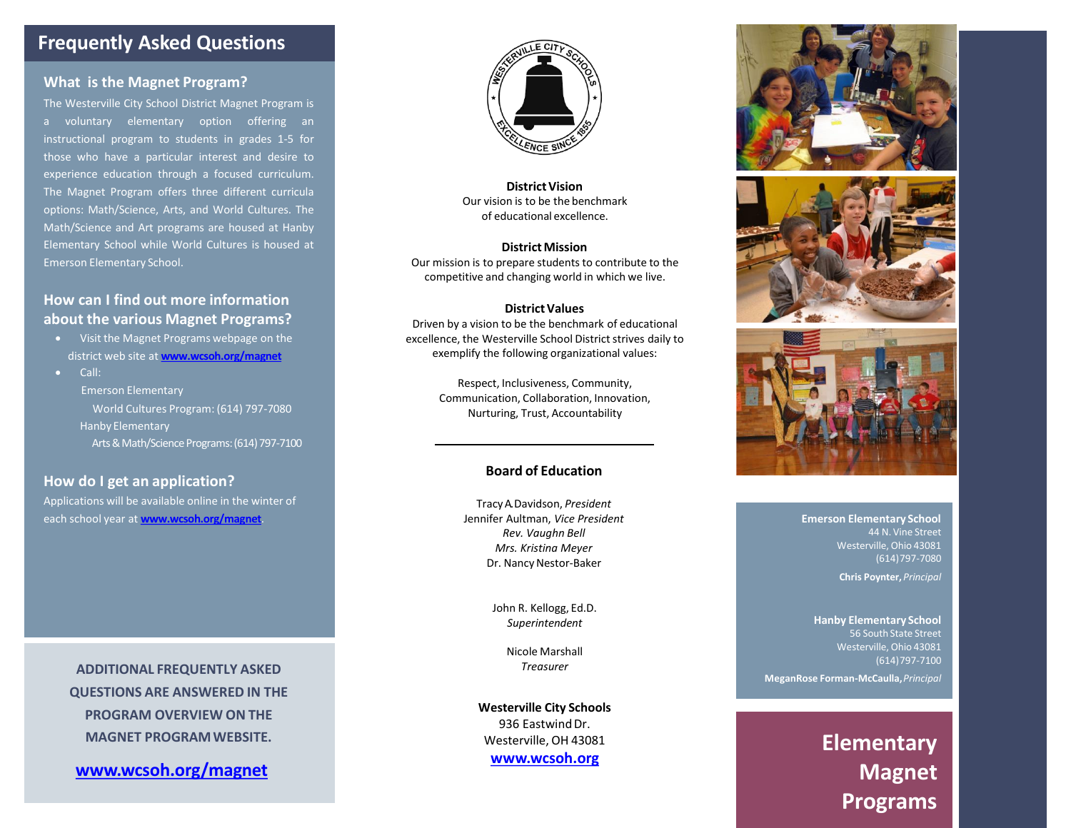# Frequently Asked Questions

## What is the Magnet Program?

The Westerville City School District Magnet Program is a voluntary elementary option offering an instructional program to students in grades 1-5 for those who have a particular interest and desire to experience education through a focused curriculum. The Magnet Program offers three different curricula options: Math/Science, Arts, and World Cultures. The Math/Science and Art programs are housed at Hanby Elementary School while World Cultures is housed at Emerson Elementary School.

## How can I find out more information about the various Magnet Programs?

- Visit the Magnet Programs webpage on the district web site at **www.wcsoh.org/magnet**
- Call:
  - Emerson Elementary
    - World Cultures Program: (614) 797-7080
  - Hanby Elementary
    - Arts & Math/Science Programs: (614) 797-7100

## How do I get an application?

Applications will be available online in the winter of each school year at **www.wcsoh.org/magnet**.

**ADDITIONAL FREQUENTLY ASKED QUESTIONS ARE ANSWERED IN THE PROGRAM OVERVIEW ON THE MAGNET PROGRAM WEBSITE.**

**www.wcsoh.org/magnet**

WESTERVILLE CITY SCHOOLS
EXCELLENCE SINCE 1855

**District Vision**
Our vision is to be the benchmark of educational excellence.

**District Mission**
Our mission is to prepare students to contribute to the competitive and changing world in which we live.

**District Values**
Driven by a vision to be the benchmark of educational excellence, the Westerville School District strives daily to exemplify the following organizational values:

Respect, Inclusiveness, Community, Communication, Collaboration, Innovation, Nurturing, Trust, Accountability

---

## Board of Education

Tracy A. Davidson, *President*
Jennifer Aultman, *Vice President*
*Rev. Vaughn Bell*
*Mrs. Kristina Meyer*
Dr. Nancy Nestor-Baker

John R. Kellogg, Ed.D.
*Superintendent*

Nicole Marshall
*Treasurer*

**Westerville City Schools**
936 Eastwind Dr.
Westerville, OH 43081
**www.wcsoh.org**

**Emerson Elementary School**
44 N. Vine Street
Westerville, Ohio 43081
(614) 797-7080

**Chris Poynter,** *Principal*

**Hanby Elementary School**
56 South State Street
Westerville, Ohio 43081
(614) 797-7100

**MeganRose Forman-McCaulla,** *Principal*

# Elementary Magnet Programs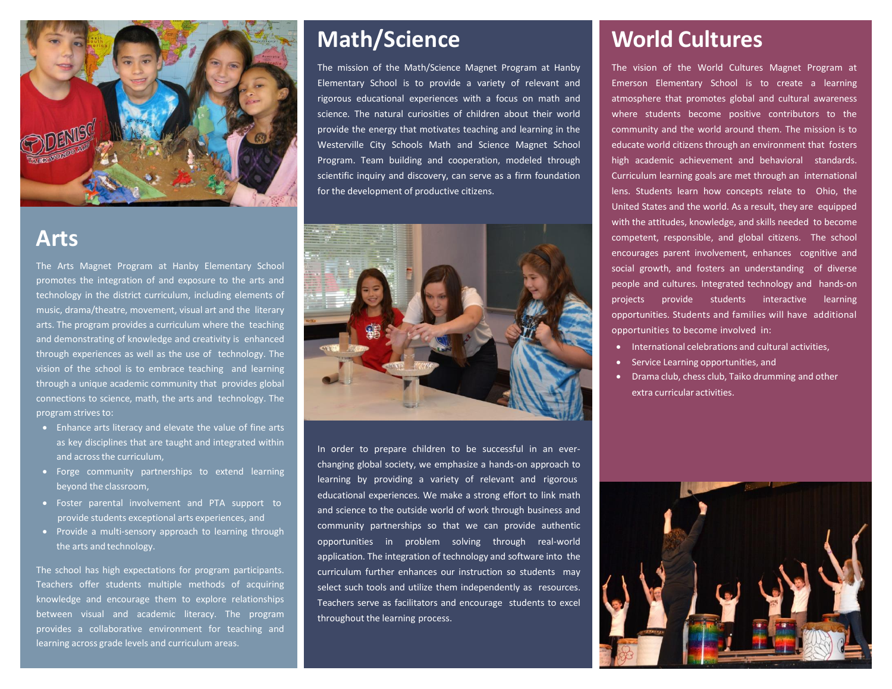## Arts

The Arts Magnet Program at Hanby Elementary School promotes the integration of and exposure to the arts and technology in the district curriculum, including elements of music, drama/theatre, movement, visual art and the literary arts. The program provides a curriculum where the teaching and demonstrating of knowledge and creativity is enhanced through experiences as well as the use of technology. The vision of the school is to embrace teaching and learning through a unique academic community that provides global connections to science, math, the arts and technology. The program strives to:

- Enhance arts literacy and elevate the value of fine arts as key disciplines that are taught and integrated within and across the curriculum,
- Forge community partnerships to extend learning beyond the classroom,
- Foster parental involvement and PTA support to provide students exceptional arts experiences, and
- Provide a multi-sensory approach to learning through the arts and technology.

The school has high expectations for program participants. Teachers offer students multiple methods of acquiring knowledge and encourage them to explore relationships between visual and academic literacy. The program provides a collaborative environment for teaching and learning across grade levels and curriculum areas.

## Math/Science

The mission of the Math/Science Magnet Program at Hanby Elementary School is to provide a variety of relevant and rigorous educational experiences with a focus on math and science. The natural curiosities of children about their world provide the energy that motivates teaching and learning in the Westerville City Schools Math and Science Magnet School Program. Team building and cooperation, modeled through scientific inquiry and discovery, can serve as a firm foundation for the development of productive citizens.

In order to prepare children to be successful in an ever-changing global society, we emphasize a hands-on approach to learning by providing a variety of relevant and rigorous educational experiences. We make a strong effort to link math and science to the outside world of work through business and community partnerships so that we can provide authentic opportunities in problem solving through real-world application. The integration of technology and software into the curriculum further enhances our instruction so students may select such tools and utilize them independently as resources. Teachers serve as facilitators and encourage students to excel throughout the learning process.

## World Cultures

The vision of the World Cultures Magnet Program at Emerson Elementary School is to create a learning atmosphere that promotes global and cultural awareness where students become positive contributors to the community and the world around them. The mission is to educate world citizens through an environment that fosters high academic achievement and behavioral standards. Curriculum learning goals are met through an international lens. Students learn how concepts relate to Ohio, the United States and the world. As a result, they are equipped with the attitudes, knowledge, and skills needed to become competent, responsible, and global citizens. The school encourages parent involvement, enhances cognitive and social growth, and fosters an understanding of diverse people and cultures. Integrated technology and hands-on projects provide students interactive learning opportunities. Students and families will have additional opportunities to become involved in:

- International celebrations and cultural activities,
- Service Learning opportunities, and
- Drama club, chess club, Taiko drumming and other extra curricular activities.